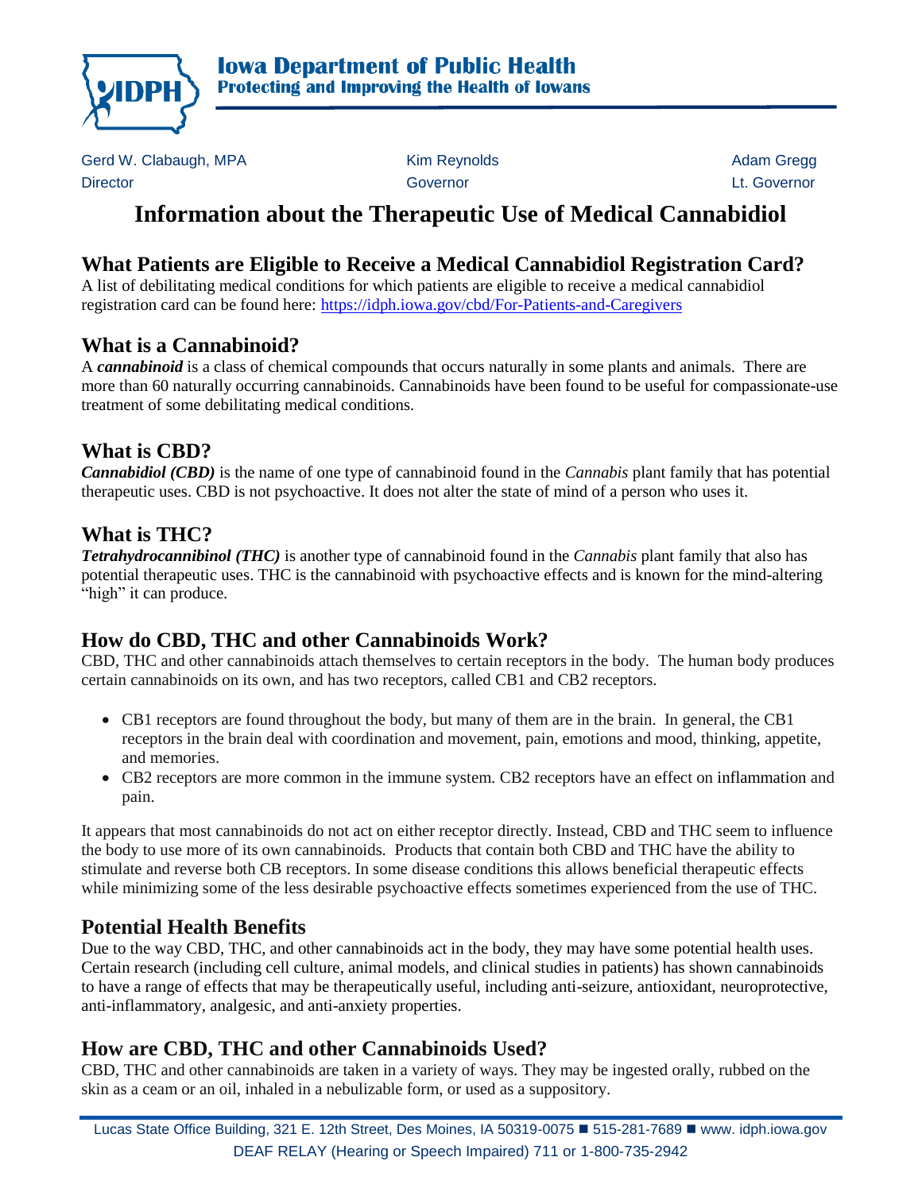**Iowa Department of Public Health**
**Protecting and Improving the Health of Iowans**

Gerd W. Clabaugh, MPA
Director

Kim Reynolds
Governor

Adam Gregg
Lt. Governor

# Information about the Therapeutic Use of Medical Cannabidiol

## What Patients are Eligible to Receive a Medical Cannabidiol Registration Card?

A list of debilitating medical conditions for which patients are eligible to receive a medical cannabidiol registration card can be found here: https://idph.iowa.gov/cbd/For-Patients-and-Caregivers

## What is a Cannabinoid?

A ***cannabinoid*** is a class of chemical compounds that occurs naturally in some plants and animals. There are more than 60 naturally occurring cannabinoids. Cannabinoids have been found to be useful for compassionate-use treatment of some debilitating medical conditions.

## What is CBD?

***Cannabidiol (CBD)*** is the name of one type of cannabinoid found in the *Cannabis* plant family that has potential therapeutic uses. CBD is not psychoactive. It does not alter the state of mind of a person who uses it.

## What is THC?

***Tetrahydrocannibinol (THC)*** is another type of cannabinoid found in the *Cannabis* plant family that also has potential therapeutic uses. THC is the cannabinoid with psychoactive effects and is known for the mind-altering "high" it can produce.

## How do CBD, THC and other Cannabinoids Work?

CBD, THC and other cannabinoids attach themselves to certain receptors in the body. The human body produces certain cannabinoids on its own, and has two receptors, called CB1 and CB2 receptors.

- CB1 receptors are found throughout the body, but many of them are in the brain. In general, the CB1 receptors in the brain deal with coordination and movement, pain, emotions and mood, thinking, appetite, and memories.
- CB2 receptors are more common in the immune system. CB2 receptors have an effect on inflammation and pain.

It appears that most cannabinoids do not act on either receptor directly. Instead, CBD and THC seem to influence the body to use more of its own cannabinoids. Products that contain both CBD and THC have the ability to stimulate and reverse both CB receptors. In some disease conditions this allows beneficial therapeutic effects while minimizing some of the less desirable psychoactive effects sometimes experienced from the use of THC.

## Potential Health Benefits

Due to the way CBD, THC, and other cannabinoids act in the body, they may have some potential health uses. Certain research (including cell culture, animal models, and clinical studies in patients) has shown cannabinoids to have a range of effects that may be therapeutically useful, including anti-seizure, antioxidant, neuroprotective, anti-inflammatory, analgesic, and anti-anxiety properties.

## How are CBD, THC and other Cannabinoids Used?

CBD, THC and other cannabinoids are taken in a variety of ways. They may be ingested orally, rubbed on the skin as a ceam or an oil, inhaled in a nebulizable form, or used as a suppository.

Lucas State Office Building, 321 E. 12th Street, Des Moines, IA 50319-0075 ■ 515-281-7689 ■ www. idph.iowa.gov
DEAF RELAY (Hearing or Speech Impaired) 711 or 1-800-735-2942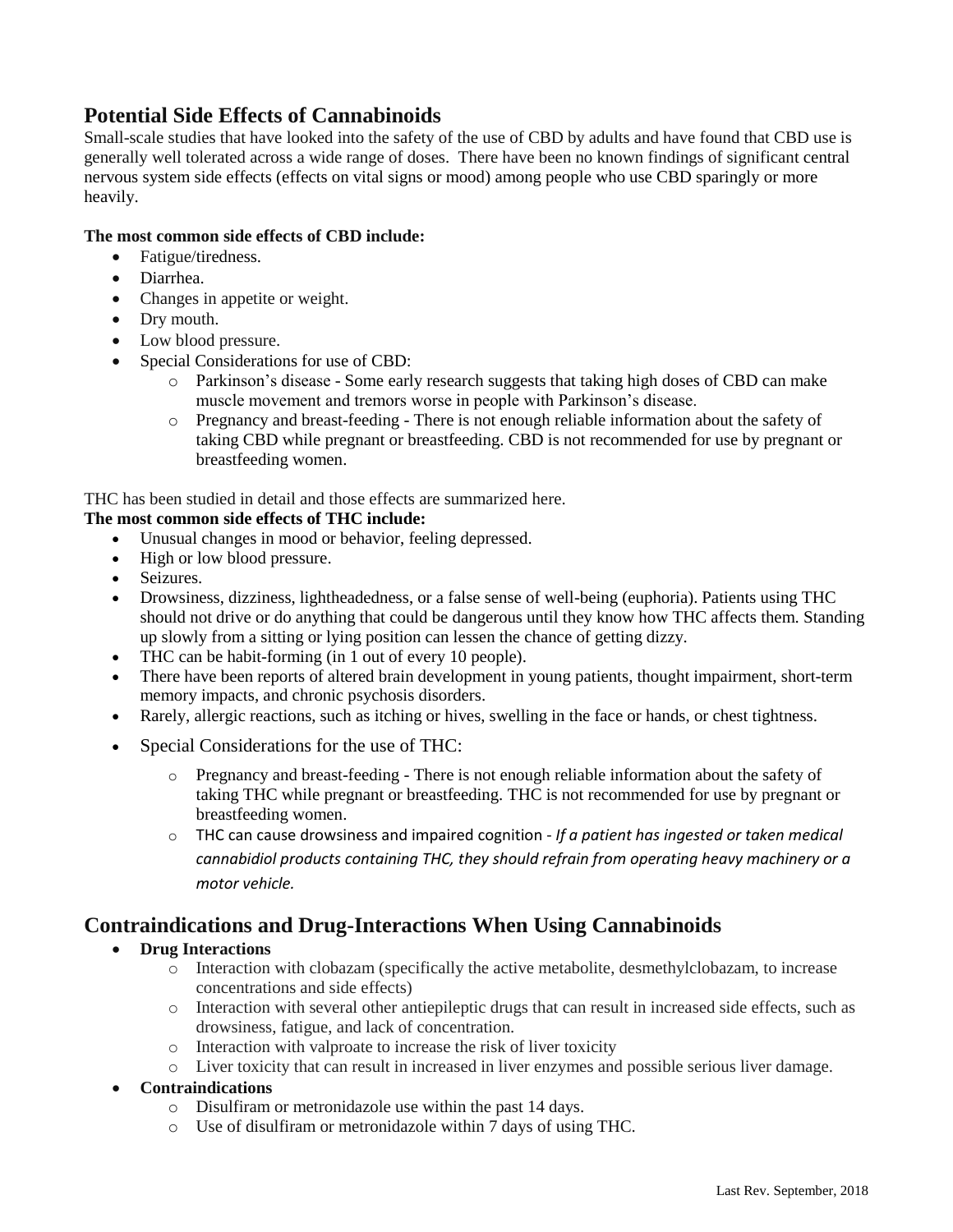## Potential Side Effects of Cannabinoids

Small-scale studies that have looked into the safety of the use of CBD by adults and have found that CBD use is generally well tolerated across a wide range of doses. There have been no known findings of significant central nervous system side effects (effects on vital signs or mood) among people who use CBD sparingly or more heavily.

**The most common side effects of CBD include:**

- Fatigue/tiredness.
- Diarrhea.
- Changes in appetite or weight.
- Dry mouth.
- Low blood pressure.
- Special Considerations for use of CBD:
  - Parkinson's disease - Some early research suggests that taking high doses of CBD can make muscle movement and tremors worse in people with Parkinson's disease.
  - Pregnancy and breast-feeding - There is not enough reliable information about the safety of taking CBD while pregnant or breastfeeding. CBD is not recommended for use by pregnant or breastfeeding women.

THC has been studied in detail and those effects are summarized here.

**The most common side effects of THC include:**

- Unusual changes in mood or behavior, feeling depressed.
- High or low blood pressure.
- Seizures.
- Drowsiness, dizziness, lightheadedness, or a false sense of well-being (euphoria). Patients using THC should not drive or do anything that could be dangerous until they know how THC affects them. Standing up slowly from a sitting or lying position can lessen the chance of getting dizzy.
- THC can be habit-forming (in 1 out of every 10 people).
- There have been reports of altered brain development in young patients, thought impairment, short-term memory impacts, and chronic psychosis disorders.
- Rarely, allergic reactions, such as itching or hives, swelling in the face or hands, or chest tightness.
- Special Considerations for the use of THC:
  - Pregnancy and breast-feeding - There is not enough reliable information about the safety of taking THC while pregnant or breastfeeding. THC is not recommended for use by pregnant or breastfeeding women.
  - THC can cause drowsiness and impaired cognition - *If a patient has ingested or taken medical cannabidiol products containing THC, they should refrain from operating heavy machinery or a motor vehicle.*

## Contraindications and Drug-Interactions When Using Cannabinoids

- **Drug Interactions**
  - Interaction with clobazam (specifically the active metabolite, desmethylclobazam, to increase concentrations and side effects)
  - Interaction with several other antiepileptic drugs that can result in increased side effects, such as drowsiness, fatigue, and lack of concentration.
  - Interaction with valproate to increase the risk of liver toxicity
  - Liver toxicity that can result in increased in liver enzymes and possible serious liver damage.
- **Contraindications**
  - Disulfiram or metronidazole use within the past 14 days.
  - Use of disulfiram or metronidazole within 7 days of using THC.

Last Rev. September, 2018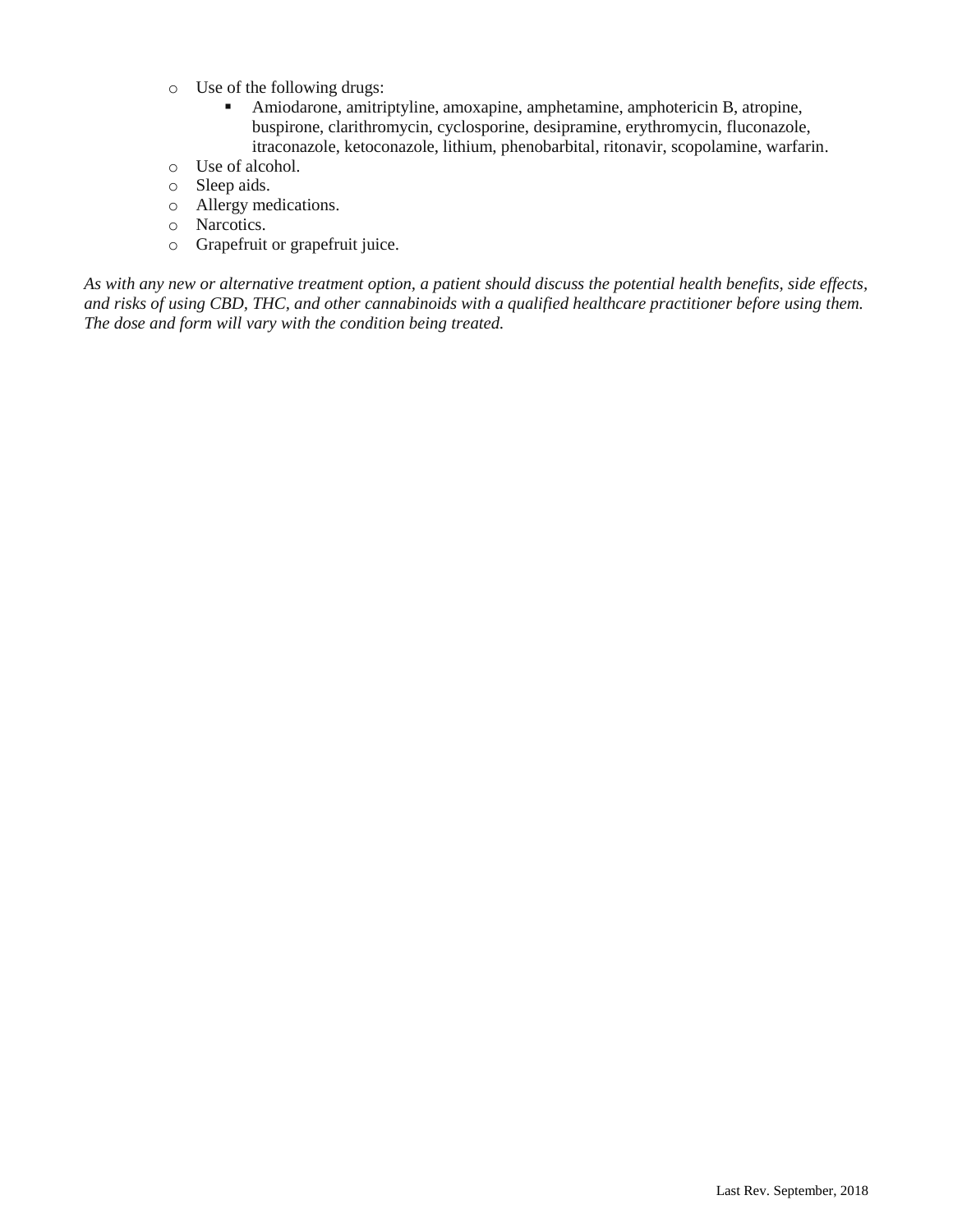- Use of the following drugs:
    - Amiodarone, amitriptyline, amoxapine, amphetamine, amphotericin B, atropine, buspirone, clarithromycin, cyclosporine, desipramine, erythromycin, fluconazole, itraconazole, ketoconazole, lithium, phenobarbital, ritonavir, scopolamine, warfarin.
- Use of alcohol.
- Sleep aids.
- Allergy medications.
- Narcotics.
- Grapefruit or grapefruit juice.

*As with any new or alternative treatment option, a patient should discuss the potential health benefits, side effects, and risks of using CBD, THC, and other cannabinoids with a qualified healthcare practitioner before using them. The dose and form will vary with the condition being treated.*

Last Rev. September, 2018